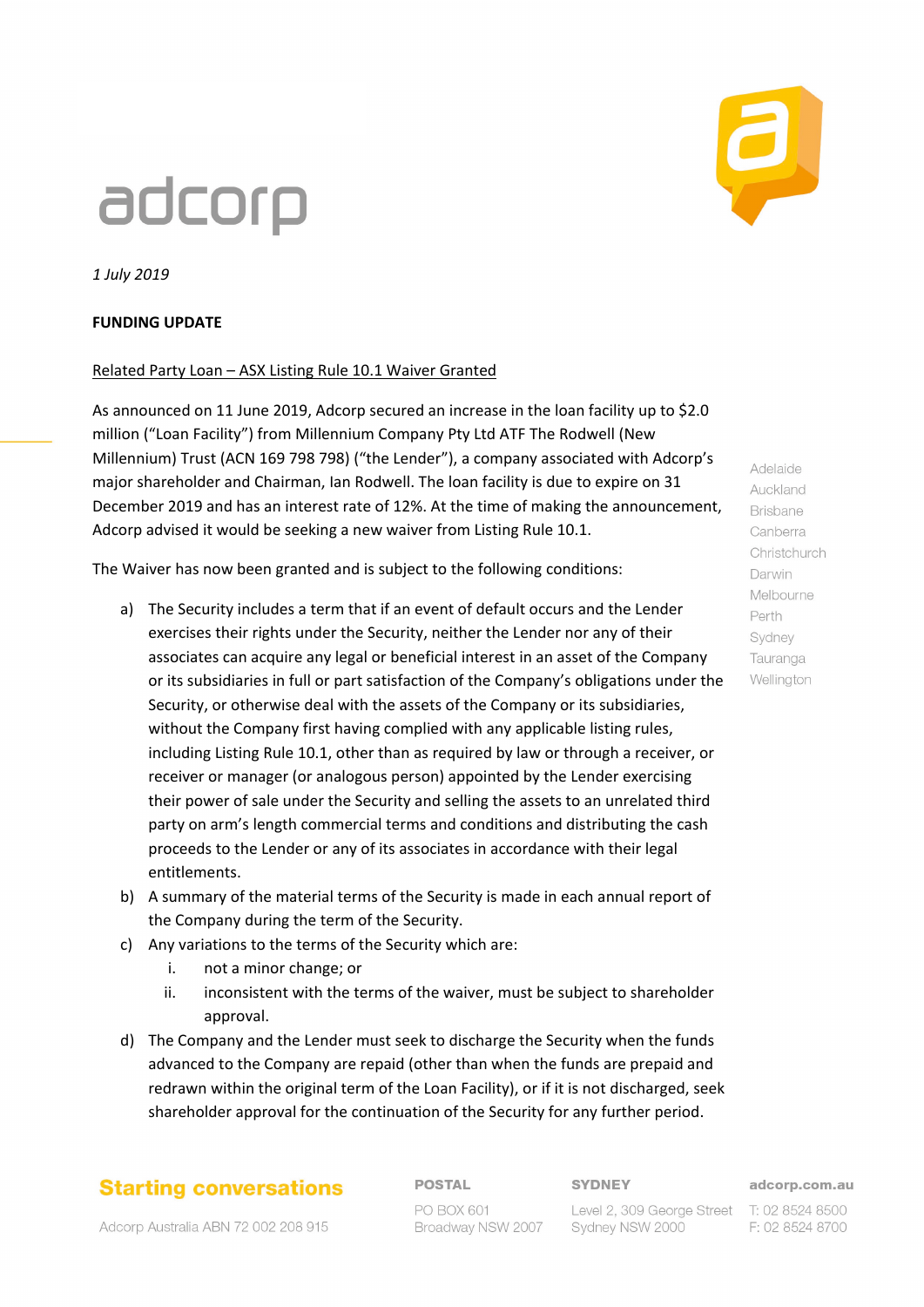adcorp

*1 July 2019*

**FUNDING UPDATE**

Related Party Loan – ASX Listing Rule 10.1 Waiver Granted

As announced on 11 June 2019, Adcorp secured an increase in the loan facility up to $2.0 million ("Loan Facility") from Millennium Company Pty Ltd ATF The Rodwell (New Millennium) Trust (ACN 169 798 798) ("the Lender"), a company associated with Adcorp's major shareholder and Chairman, Ian Rodwell. The loan facility is due to expire on 31 December 2019 and has an interest rate of 12%. At the time of making the announcement, Adcorp advised it would be seeking a new waiver from Listing Rule 10.1.

The Waiver has now been granted and is subject to the following conditions:

a) The Security includes a term that if an event of default occurs and the Lender exercises their rights under the Security, neither the Lender nor any of their associates can acquire any legal or beneficial interest in an asset of the Company or its subsidiaries in full or part satisfaction of the Company's obligations under the Security, or otherwise deal with the assets of the Company or its subsidiaries, without the Company first having complied with any applicable listing rules, including Listing Rule 10.1, other than as required by law or through a receiver, or receiver or manager (or analogous person) appointed by the Lender exercising their power of sale under the Security and selling the assets to an unrelated third party on arm's length commercial terms and conditions and distributing the cash proceeds to the Lender or any of its associates in accordance with their legal entitlements.

b) A summary of the material terms of the Security is made in each annual report of the Company during the term of the Security.

c) Any variations to the terms of the Security which are:
   i. not a minor change; or
   ii. inconsistent with the terms of the waiver, must be subject to shareholder approval.

d) The Company and the Lender must seek to discharge the Security when the funds advanced to the Company are repaid (other than when the funds are prepaid and redrawn within the original term of the Loan Facility), or if it is not discharged, seek shareholder approval for the continuation of the Security for any further period.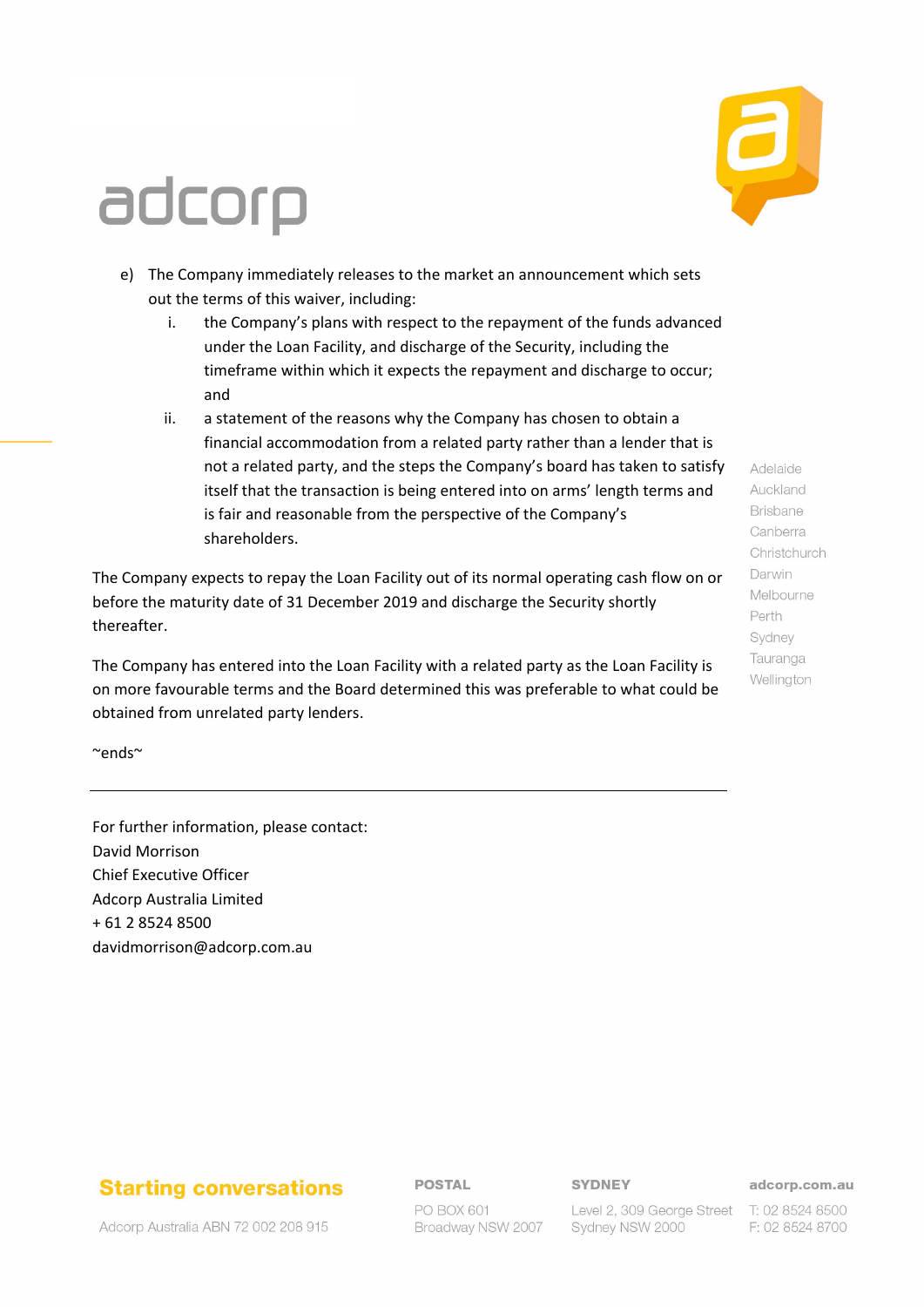e) The Company immediately releases to the market an announcement which sets out the terms of this waiver, including:

   i. the Company's plans with respect to the repayment of the funds advanced under the Loan Facility, and discharge of the Security, including the timeframe within which it expects the repayment and discharge to occur; and

   ii. a statement of the reasons why the Company has chosen to obtain a financial accommodation from a related party rather than a lender that is not a related party, and the steps the Company's board has taken to satisfy itself that the transaction is being entered into on arms' length terms and is fair and reasonable from the perspective of the Company's shareholders.

The Company expects to repay the Loan Facility out of its normal operating cash flow on or before the maturity date of 31 December 2019 and discharge the Security shortly thereafter.

The Company has entered into the Loan Facility with a related party as the Loan Facility is on more favourable terms and the Board determined this was preferable to what could be obtained from unrelated party lenders.

~ends~

---

For further information, please contact:
David Morrison
Chief Executive Officer
Adcorp Australia Limited
+ 61 2 8524 8500
davidmorrison@adcorp.com.au